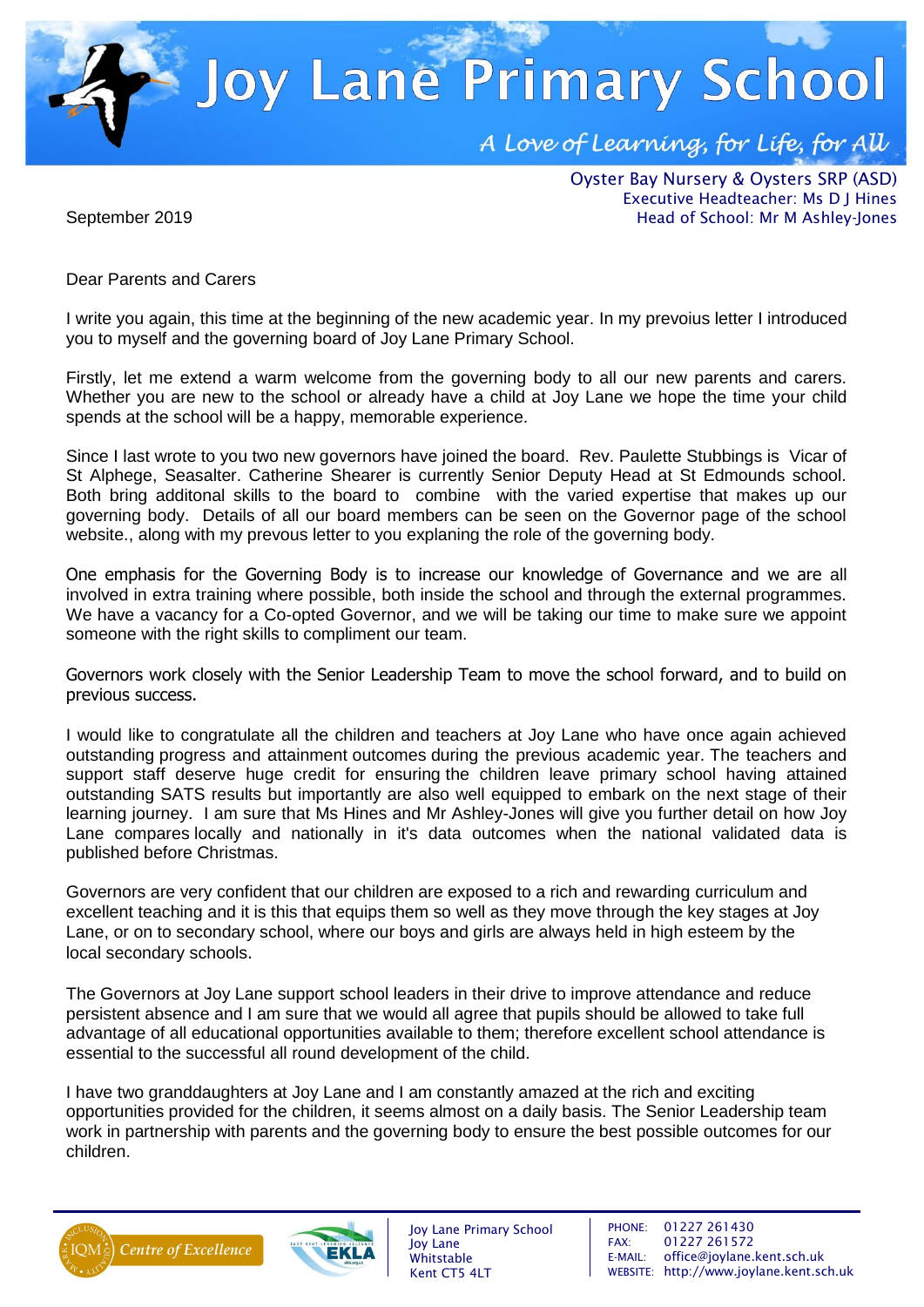# Joy Lane Primary School

*A Love of Learning, for Life, for All*

Oyster Bay Nursery & Oysters SRP (ASD)
Executive Headteacher: Ms D J Hines
Head of School: Mr M Ashley-Jones

September 2019

Dear Parents and Carers

I write you again, this time at the beginning of the new academic year. In my prevoius letter I introduced you to myself and the governing board of Joy Lane Primary School.

Firstly, let me extend a warm welcome from the governing body to all our new parents and carers. Whether you are new to the school or already have a child at Joy Lane we hope the time your child spends at the school will be a happy, memorable experience.

Since I last wrote to you two new governors have joined the board. Rev. Paulette Stubbings is Vicar of St Alphege, Seasalter. Catherine Shearer is currently Senior Deputy Head at St Edmounds school. Both bring additonal skills to the board to combine with the varied expertise that makes up our governing body. Details of all our board members can be seen on the Governor page of the school website., along with my prevous letter to you explaning the role of the governing body.

One emphasis for the Governing Body is to increase our knowledge of Governance and we are all involved in extra training where possible, both inside the school and through the external programmes. We have a vacancy for a Co-opted Governor, and we will be taking our time to make sure we appoint someone with the right skills to compliment our team.

Governors work closely with the Senior Leadership Team to move the school forward, and to build on previous success.

I would like to congratulate all the children and teachers at Joy Lane who have once again achieved outstanding progress and attainment outcomes during the previous academic year. The teachers and support staff deserve huge credit for ensuring the children leave primary school having attained outstanding SATS results but importantly are also well equipped to embark on the next stage of their learning journey. I am sure that Ms Hines and Mr Ashley-Jones will give you further detail on how Joy Lane compares locally and nationally in it's data outcomes when the national validated data is published before Christmas.

Governors are very confident that our children are exposed to a rich and rewarding curriculum and excellent teaching and it is this that equips them so well as they move through the key stages at Joy Lane, or on to secondary school, where our boys and girls are always held in high esteem by the local secondary schools.

The Governors at Joy Lane support school leaders in their drive to improve attendance and reduce persistent absence and I am sure that we would all agree that pupils should be allowed to take full advantage of all educational opportunities available to them; therefore excellent school attendance is essential to the successful all round development of the child.

I have two granddaughters at Joy Lane and I am constantly amazed at the rich and exciting opportunities provided for the children, it seems almost on a daily basis. The Senior Leadership team work in partnership with parents and the governing body to ensure the best possible outcomes for our children.

Joy Lane Primary School
Joy Lane
Whitstable
Kent CT5 4LT

PHONE: 01227 261430
FAX: 01227 261572
E-MAIL: office@joylane.kent.sch.uk
WEBSITE: http://www.joylane.kent.sch.uk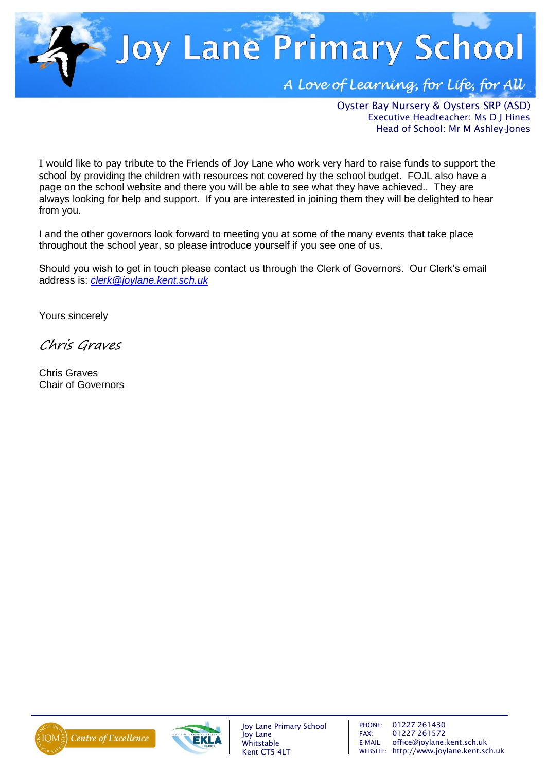I would like to pay tribute to the Friends of Joy Lane who work very hard to raise funds to support the school by providing the children with resources not covered by the school budget. FOJL also have a page on the school website and there you will be able to see what they have achieved.. They are always looking for help and support. If you are interested in joining them they will be delighted to hear from you.

I and the other governors look forward to meeting you at some of the many events that take place throughout the school year, so please introduce yourself if you see one of us.

Should you wish to get in touch please contact us through the Clerk of Governors. Our Clerk's email address is: *clerk@joylane.kent.sch.uk*

Yours sincerely

*Chris Graves*

Chris Graves
Chair of Governors